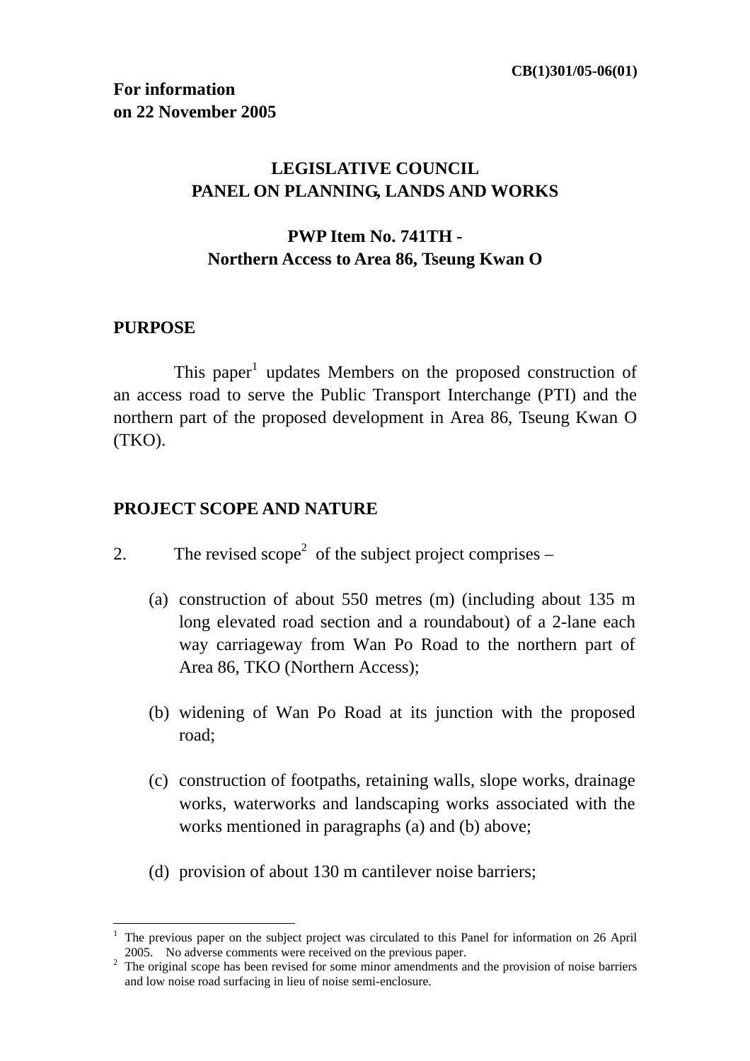CB(1)301/05-06(01)

**For information**
**on 22 November 2005**

**LEGISLATIVE COUNCIL**
**PANEL ON PLANNING, LANDS AND WORKS**

**PWP Item No. 741TH -**
**Northern Access to Area 86, Tseung Kwan O**

## PURPOSE

This paper[1] updates Members on the proposed construction of an access road to serve the Public Transport Interchange (PTI) and the northern part of the proposed development in Area 86, Tseung Kwan O (TKO).

## PROJECT SCOPE AND NATURE

2. The revised scope[2] of the subject project comprises –

(a) construction of about 550 metres (m) (including about 135 m long elevated road section and a roundabout) of a 2-lane each way carriageway from Wan Po Road to the northern part of Area 86, TKO (Northern Access);

(b) widening of Wan Po Road at its junction with the proposed road;

(c) construction of footpaths, retaining walls, slope works, drainage works, waterworks and landscaping works associated with the works mentioned in paragraphs (a) and (b) above;

(d) provision of about 130 m cantilever noise barriers;

---

[1] The previous paper on the subject project was circulated to this Panel for information on 26 April 2005. No adverse comments were received on the previous paper.

[2] The original scope has been revised for some minor amendments and the provision of noise barriers and low noise road surfacing in lieu of noise semi-enclosure.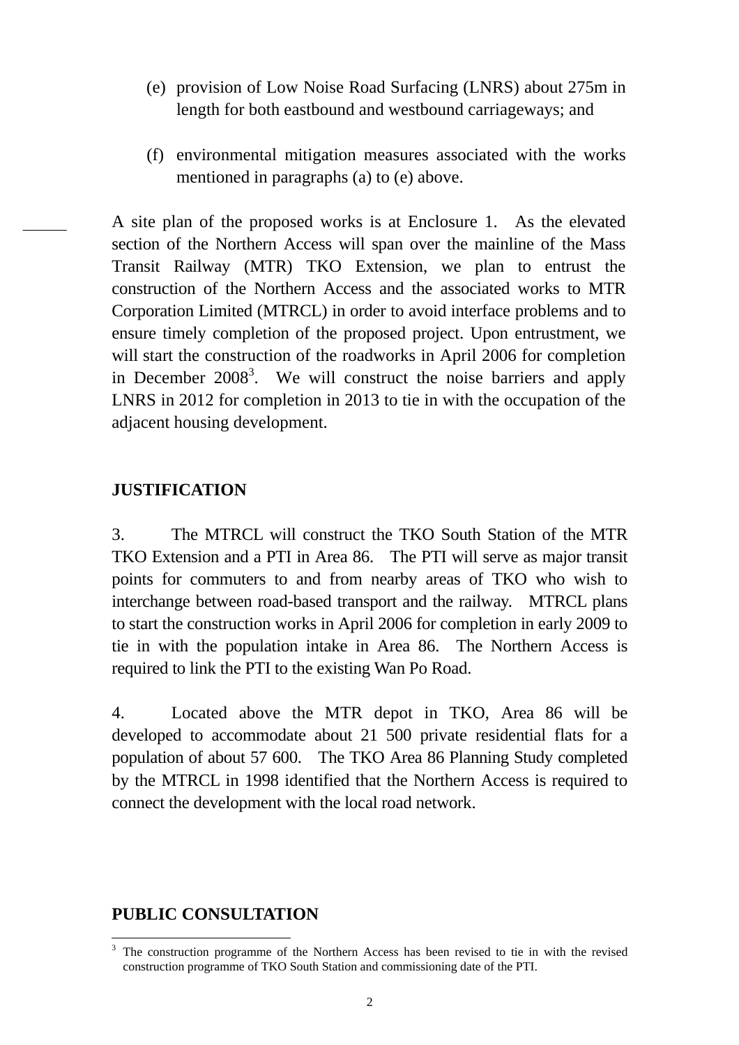(e) provision of Low Noise Road Surfacing (LNRS) about 275m in length for both eastbound and westbound carriageways; and

(f) environmental mitigation measures associated with the works mentioned in paragraphs (a) to (e) above.

A site plan of the proposed works is at Enclosure 1. As the elevated section of the Northern Access will span over the mainline of the Mass Transit Railway (MTR) TKO Extension, we plan to entrust the construction of the Northern Access and the associated works to MTR Corporation Limited (MTRCL) in order to avoid interface problems and to ensure timely completion of the proposed project. Upon entrustment, we will start the construction of the roadworks in April 2006 for completion in December 2008[3]. We will construct the noise barriers and apply LNRS in 2012 for completion in 2013 to tie in with the occupation of the adjacent housing development.

## JUSTIFICATION

3. The MTRCL will construct the TKO South Station of the MTR TKO Extension and a PTI in Area 86. The PTI will serve as major transit points for commuters to and from nearby areas of TKO who wish to interchange between road-based transport and the railway. MTRCL plans to start the construction works in April 2006 for completion in early 2009 to tie in with the population intake in Area 86. The Northern Access is required to link the PTI to the existing Wan Po Road.

4. Located above the MTR depot in TKO, Area 86 will be developed to accommodate about 21 500 private residential flats for a population of about 57 600. The TKO Area 86 Planning Study completed by the MTRCL in 1998 identified that the Northern Access is required to connect the development with the local road network.

## PUBLIC CONSULTATION

[3] The construction programme of the Northern Access has been revised to tie in with the revised construction programme of TKO South Station and commissioning date of the PTI.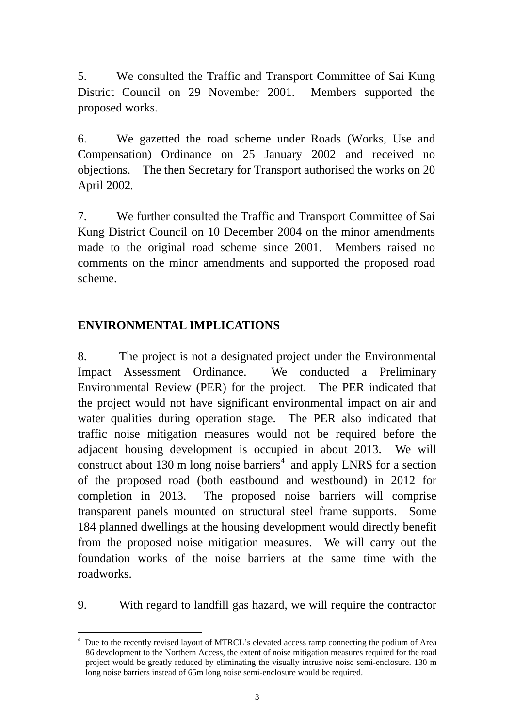5. We consulted the Traffic and Transport Committee of Sai Kung District Council on 29 November 2001. Members supported the proposed works.

6. We gazetted the road scheme under Roads (Works, Use and Compensation) Ordinance on 25 January 2002 and received no objections. The then Secretary for Transport authorised the works on 20 April 2002.

7. We further consulted the Traffic and Transport Committee of Sai Kung District Council on 10 December 2004 on the minor amendments made to the original road scheme since 2001. Members raised no comments on the minor amendments and supported the proposed road scheme.

## ENVIRONMENTAL IMPLICATIONS

8. The project is not a designated project under the Environmental Impact Assessment Ordinance. We conducted a Preliminary Environmental Review (PER) for the project. The PER indicated that the project would not have significant environmental impact on air and water qualities during operation stage. The PER also indicated that traffic noise mitigation measures would not be required before the adjacent housing development is occupied in about 2013. We will construct about 130 m long noise barriers[4] and apply LNRS for a section of the proposed road (both eastbound and westbound) in 2012 for completion in 2013. The proposed noise barriers will comprise transparent panels mounted on structural steel frame supports. Some 184 planned dwellings at the housing development would directly benefit from the proposed noise mitigation measures. We will carry out the foundation works of the noise barriers at the same time with the roadworks.

9. With regard to landfill gas hazard, we will require the contractor

---

[4] Due to the recently revised layout of MTRCL's elevated access ramp connecting the podium of Area 86 development to the Northern Access, the extent of noise mitigation measures required for the road project would be greatly reduced by eliminating the visually intrusive noise semi-enclosure. 130 m long noise barriers instead of 65m long noise semi-enclosure would be required.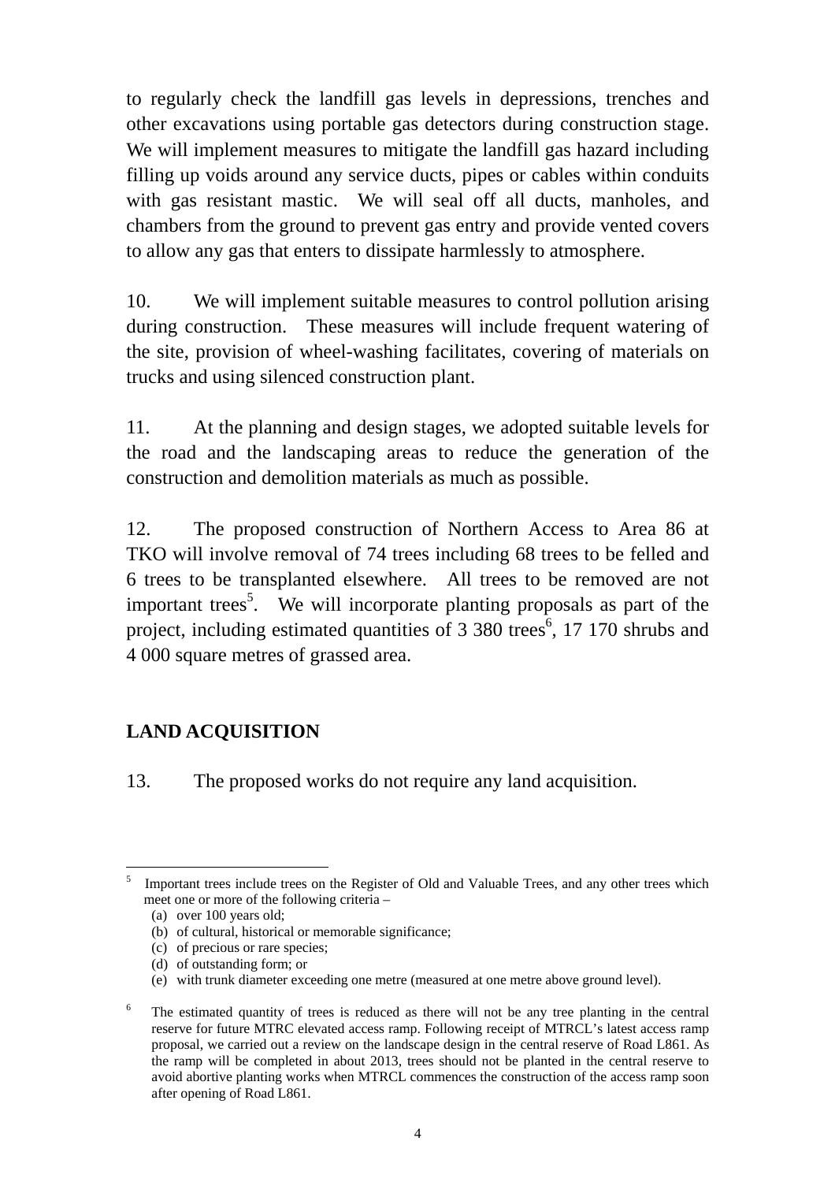to regularly check the landfill gas levels in depressions, trenches and other excavations using portable gas detectors during construction stage. We will implement measures to mitigate the landfill gas hazard including filling up voids around any service ducts, pipes or cables within conduits with gas resistant mastic. We will seal off all ducts, manholes, and chambers from the ground to prevent gas entry and provide vented covers to allow any gas that enters to dissipate harmlessly to atmosphere.

10. We will implement suitable measures to control pollution arising during construction. These measures will include frequent watering of the site, provision of wheel-washing facilitates, covering of materials on trucks and using silenced construction plant.

11. At the planning and design stages, we adopted suitable levels for the road and the landscaping areas to reduce the generation of the construction and demolition materials as much as possible.

12. The proposed construction of Northern Access to Area 86 at TKO will involve removal of 74 trees including 68 trees to be felled and 6 trees to be transplanted elsewhere. All trees to be removed are not important trees[5]. We will incorporate planting proposals as part of the project, including estimated quantities of 3 380 trees[6], 17 170 shrubs and 4 000 square metres of grassed area.

## LAND ACQUISITION

13. The proposed works do not require any land acquisition.

---

[5] Important trees include trees on the Register of Old and Valuable Trees, and any other trees which meet one or more of the following criteria –

(a) over 100 years old;
(b) of cultural, historical or memorable significance;
(c) of precious or rare species;
(d) of outstanding form; or
(e) with trunk diameter exceeding one metre (measured at one metre above ground level).

[6] The estimated quantity of trees is reduced as there will not be any tree planting in the central reserve for future MTRC elevated access ramp. Following receipt of MTRCL's latest access ramp proposal, we carried out a review on the landscape design in the central reserve of Road L861. As the ramp will be completed in about 2013, trees should not be planted in the central reserve to avoid abortive planting works when MTRCL commences the construction of the access ramp soon after opening of Road L861.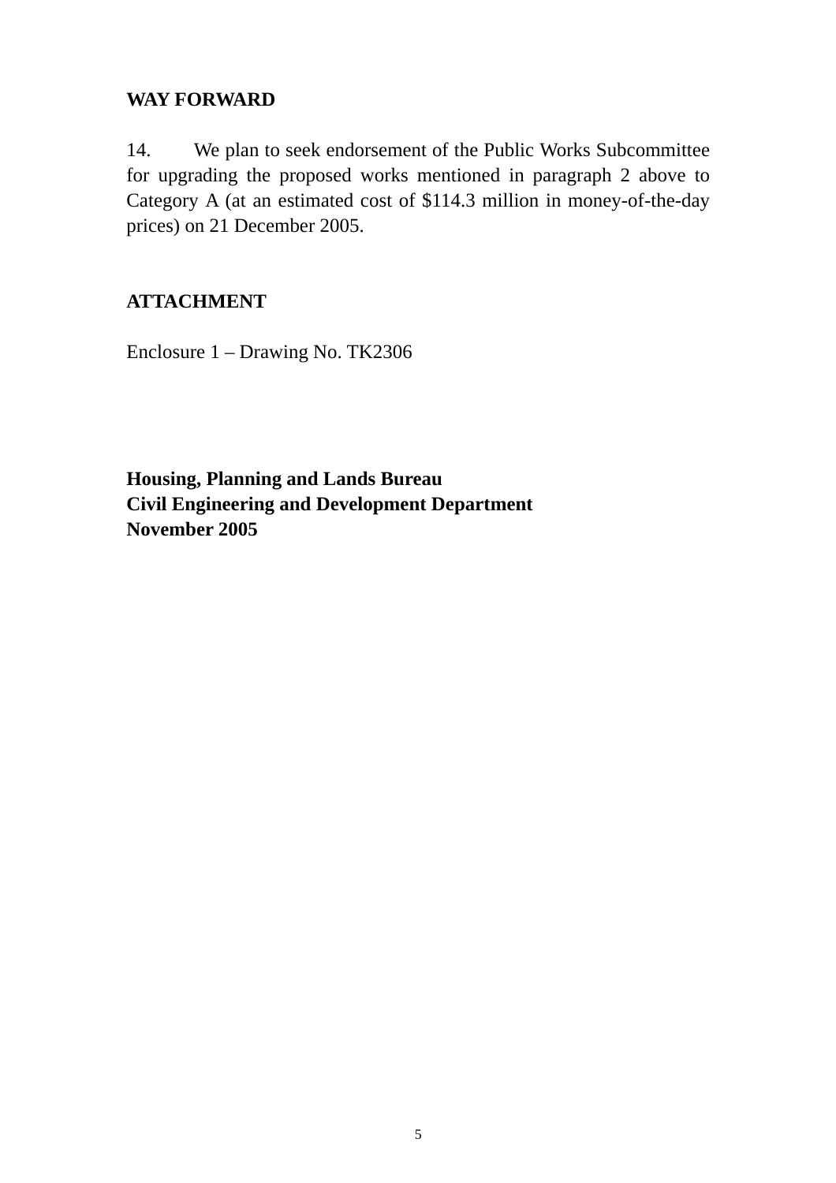## WAY FORWARD

14. We plan to seek endorsement of the Public Works Subcommittee for upgrading the proposed works mentioned in paragraph 2 above to Category A (at an estimated cost of $114.3 million in money-of-the-day prices) on 21 December 2005.

## ATTACHMENT

Enclosure 1 – Drawing No. TK2306

**Housing, Planning and Lands Bureau**
**Civil Engineering and Development Department**
**November 2005**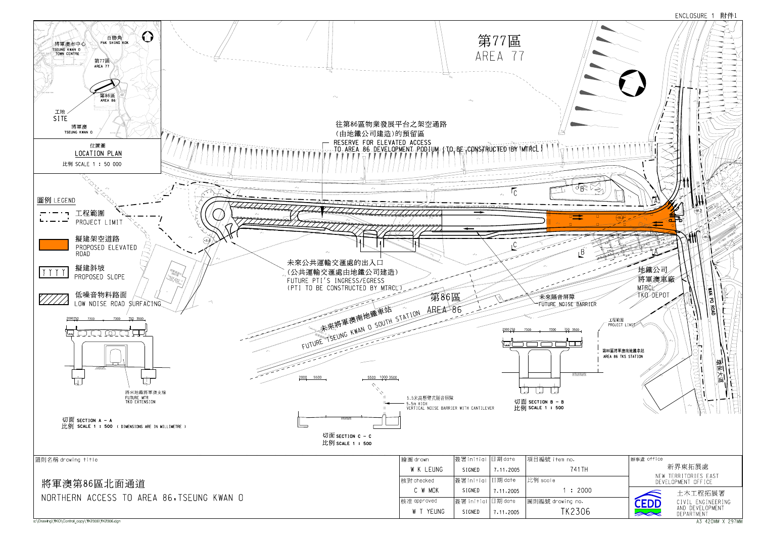ENCLOSURE 1 附件1

第77區
AREA 77

往第86區物業發展平台之架空通路
(由地鐵公司建造)的預留區
RESERVE FOR ELEVATED ACCESS
TO AREA 86 DEVELOPMENT PODIUM (TO BE CONSTRUCTED BY MTRCL)

未來公共運輸交匯處的出入口
(公共運輸交匯處由地鐵公司建造)
FUTURE PTI'S INGRESS/EGRESS
(PTI TO BE CONSTRUCTED BY MTRCL)

未來將軍澳南地鐵車站
FUTURE TSEUNG KWAN O SOUTH STATION

第86區
AREA 86

未來隔音屏障
FUTURE NOISE BARRIER

地鐵公司
將軍澳車廠
MTRCL
TKO DEPOT

工程範圍
PROJECT LIMIT

第86區將軍澳南地鐵車站
AREA 86 TKS STATION

WAN PO ROAD
環保大道

位置圖
LOCATION PLAN
比例 SCALE 1 : 50 000

將軍澳市中心
TSEUNG KWAN O TOWN CENTRE
百勝角
PAK SHING KOK
第77區
AREA 77
第86區
AREA 86
工地
SITE
將軍澳
TSEUNG KWAN O

圖例 LEGEND

- 工程範圍 PROJECT LIMIT
- 擬建架空道路 PROPOSED ELEVATED ROAD
- 擬建斜坡 PROPOSED SLOPE
- 低噪音物料路面 LOW NOISE ROAD SURFACING

將來地鐵將軍澳支線
FUTURE MTR TKO EXTENSION

切面 SECTION A – A
比例 SCALE 1 : 500 ( DIMENSIONS ARE IN MILLIMETRE )

5.5米高懸臂式隔音屏障
5.5m HIGH VERTICAL NOISE BARRIER WITH CANTILEVER

切面 SECTION C – C
比例 SCALE 1 : 500

切面 SECTION B – B
比例 SCALE 1 : 500

| 圖則名稱 drawing title | 繪圖 drawn | 簽署 initial | 日期 date | 項目編號 item no. | 辦事處 office |
|---|---|---|---|---|---|
| 將軍澳第86區北面通道 NORTHERN ACCESS TO AREA 86, TSEUNG KWAN O | W K LEUNG | SIGNED | 7.11.2005 | 741TH | 新界東拓展處 NEW TERRITORIES EAST DEVELOPMENT OFFICE |
| | 核對 checked | 簽署 initial | 日期 date | 比例 scale | |
| | C W MOK | SIGNED | 7.11.2005 | 1 : 2000 | 土木工程拓展署 CIVIL ENGINEERING AND DEVELOPMENT DEPARTMENT |
| | 核准 approved | 簽署 initial | 日期 date | 圖則編號 drawing no. | |
| | W T YEUNG | SIGNED | 7.11.2005 | TK2306 | |

s:\Drawing\TKO\Control_copy\TK2306\TK2306.dgn

A3 420MM X 297MM